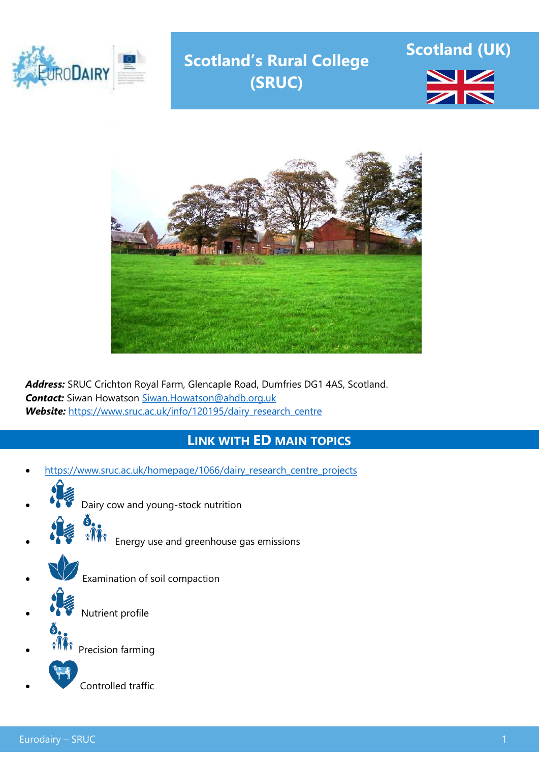# Scotland's Rural College (SRUC)

## Scotland (UK)

***Address:*** SRUC Crichton Royal Farm, Glencaple Road, Dumfries DG1 4AS, Scotland.
***Contact:*** Siwan Howatson Siwan.Howatson@ahdb.org.uk
***Website:*** https://www.sruc.ac.uk/info/120195/dairy_research_centre

## LINK WITH ED MAIN TOPICS

- https://www.sruc.ac.uk/homepage/1066/dairy_research_centre_projects
- Dairy cow and young-stock nutrition
- Energy use and greenhouse gas emissions
- Examination of soil compaction
- Nutrient profile
- Precision farming
- Controlled traffic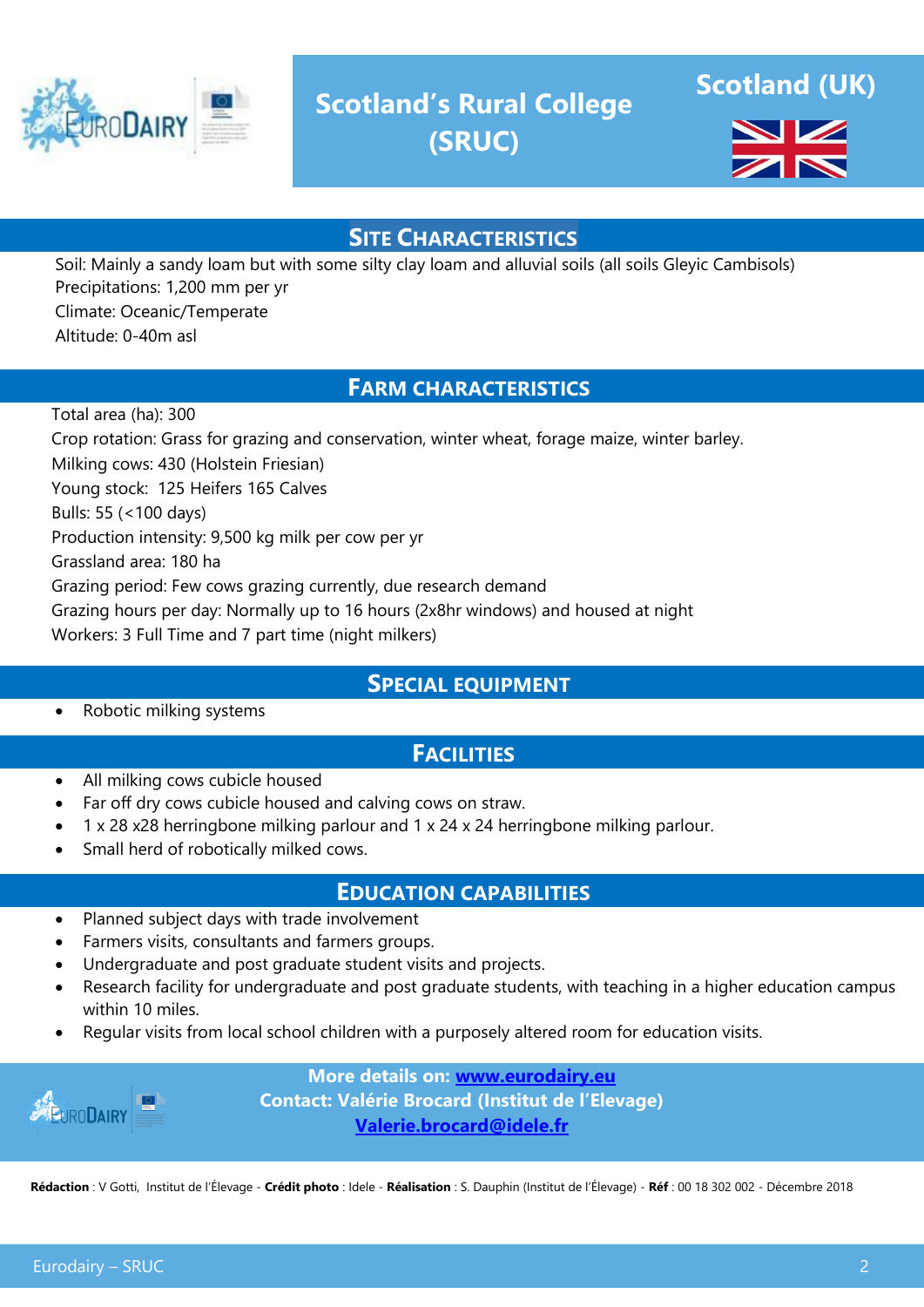# Scotland's Rural College (SRUC)

## Scotland (UK)

## Site Characteristics

Soil: Mainly a sandy loam but with some silty clay loam and alluvial soils (all soils Gleyic Cambisols)
Precipitations: 1,200 mm per yr
Climate: Oceanic/Temperate
Altitude: 0-40m asl

## Farm Characteristics

Total area (ha): 300
Crop rotation: Grass for grazing and conservation, winter wheat, forage maize, winter barley.
Milking cows: 430 (Holstein Friesian)
Young stock: 125 Heifers 165 Calves
Bulls: 55 (<100 days)
Production intensity: 9,500 kg milk per cow per yr
Grassland area: 180 ha
Grazing period: Few cows grazing currently, due research demand
Grazing hours per day: Normally up to 16 hours (2x8hr windows) and housed at night
Workers: 3 Full Time and 7 part time (night milkers)

## Special Equipment

- Robotic milking systems

## Facilities

- All milking cows cubicle housed
- Far off dry cows cubicle housed and calving cows on straw.
- 1 x 28 x28 herringbone milking parlour and 1 x 24 x 24 herringbone milking parlour.
- Small herd of robotically milked cows.

## Education Capabilities

- Planned subject days with trade involvement
- Farmers visits, consultants and farmers groups.
- Undergraduate and post graduate student visits and projects.
- Research facility for undergraduate and post graduate students, with teaching in a higher education campus within 10 miles.
- Regular visits from local school children with a purposely altered room for education visits.

**More details on: [www.eurodairy.eu](http://www.eurodairy.eu)**
**Contact: Valérie Brocard (Institut de l'Elevage)**
**[Valerie.brocard@idele.fr](mailto:Valerie.brocard@idele.fr)**

**Rédaction** : V Gotti, Institut de l'Élevage - **Crédit photo** : Idele - **Réalisation** : S. Dauphin (Institut de l'Élevage) - **Réf** : 00 18 302 002 - Décembre 2018